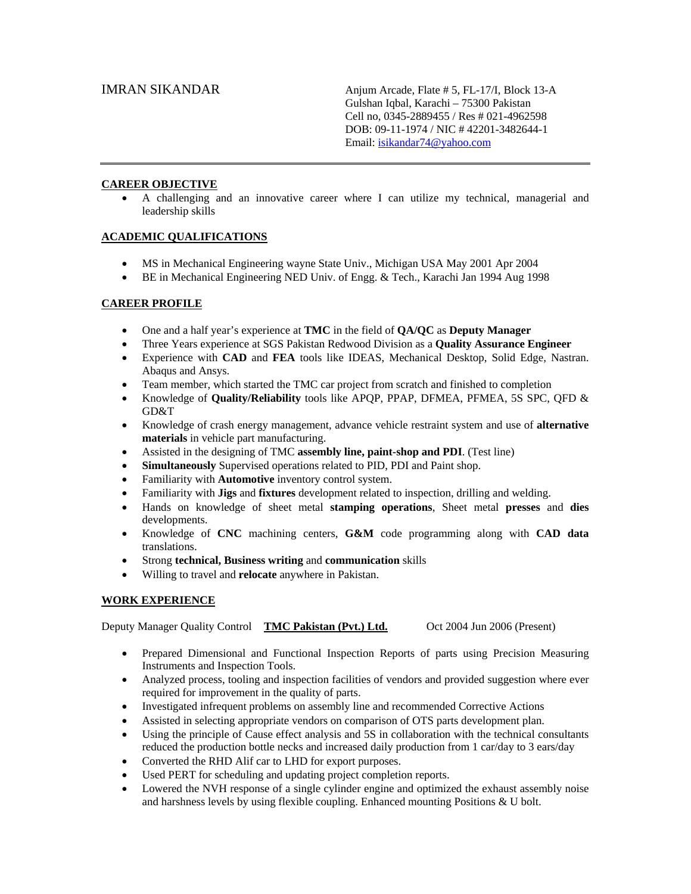IMRAN SIKANDAR

Anjum Arcade, Flate # 5, FL-17/I, Block 13-A
Gulshan Iqbal, Karachi – 75300 Pakistan
Cell no, 0345-2889455 / Res # 021-4962598
DOB: 09-11-1974 / NIC # 42201-3482644-1
Email: isikandar74@yahoo.com

---

## CAREER OBJECTIVE

- A challenging and an innovative career where I can utilize my technical, managerial and leadership skills

## ACADEMIC QUALIFICATIONS

- MS in Mechanical Engineering wayne State Univ., Michigan USA May 2001 Apr 2004
- BE in Mechanical Engineering NED Univ. of Engg. & Tech., Karachi Jan 1994 Aug 1998

## CAREER PROFILE

- One and a half year's experience at **TMC** in the field of **QA/QC** as **Deputy Manager**
- Three Years experience at SGS Pakistan Redwood Division as a **Quality Assurance Engineer**
- Experience with **CAD** and **FEA** tools like IDEAS, Mechanical Desktop, Solid Edge, Nastran. Abaqus and Ansys.
- Team member, which started the TMC car project from scratch and finished to completion
- Knowledge of **Quality/Reliability** tools like APQP, PPAP, DFMEA, PFMEA, 5S SPC, QFD & GD&T
- Knowledge of crash energy management, advance vehicle restraint system and use of **alternative materials** in vehicle part manufacturing.
- Assisted in the designing of TMC **assembly line, paint-shop and PDI**. (Test line)
- **Simultaneously** Supervised operations related to PID, PDI and Paint shop.
- Familiarity with **Automotive** inventory control system.
- Familiarity with **Jigs** and **fixtures** development related to inspection, drilling and welding.
- Hands on knowledge of sheet metal **stamping operations**, Sheet metal **presses** and **dies** developments.
- Knowledge of **CNC** machining centers, **G&M** code programming along with **CAD data** translations.
- Strong **technical, Business writing** and **communication** skills
- Willing to travel and **relocate** anywhere in Pakistan.

## WORK EXPERIENCE

Deputy Manager Quality Control **TMC Pakistan (Pvt.) Ltd.** Oct 2004 Jun 2006 (Present)

- Prepared Dimensional and Functional Inspection Reports of parts using Precision Measuring Instruments and Inspection Tools.
- Analyzed process, tooling and inspection facilities of vendors and provided suggestion where ever required for improvement in the quality of parts.
- Investigated infrequent problems on assembly line and recommended Corrective Actions
- Assisted in selecting appropriate vendors on comparison of OTS parts development plan.
- Using the principle of Cause effect analysis and 5S in collaboration with the technical consultants reduced the production bottle necks and increased daily production from 1 car/day to 3 ears/day
- Converted the RHD Alif car to LHD for export purposes.
- Used PERT for scheduling and updating project completion reports.
- Lowered the NVH response of a single cylinder engine and optimized the exhaust assembly noise and harshness levels by using flexible coupling. Enhanced mounting Positions & U bolt.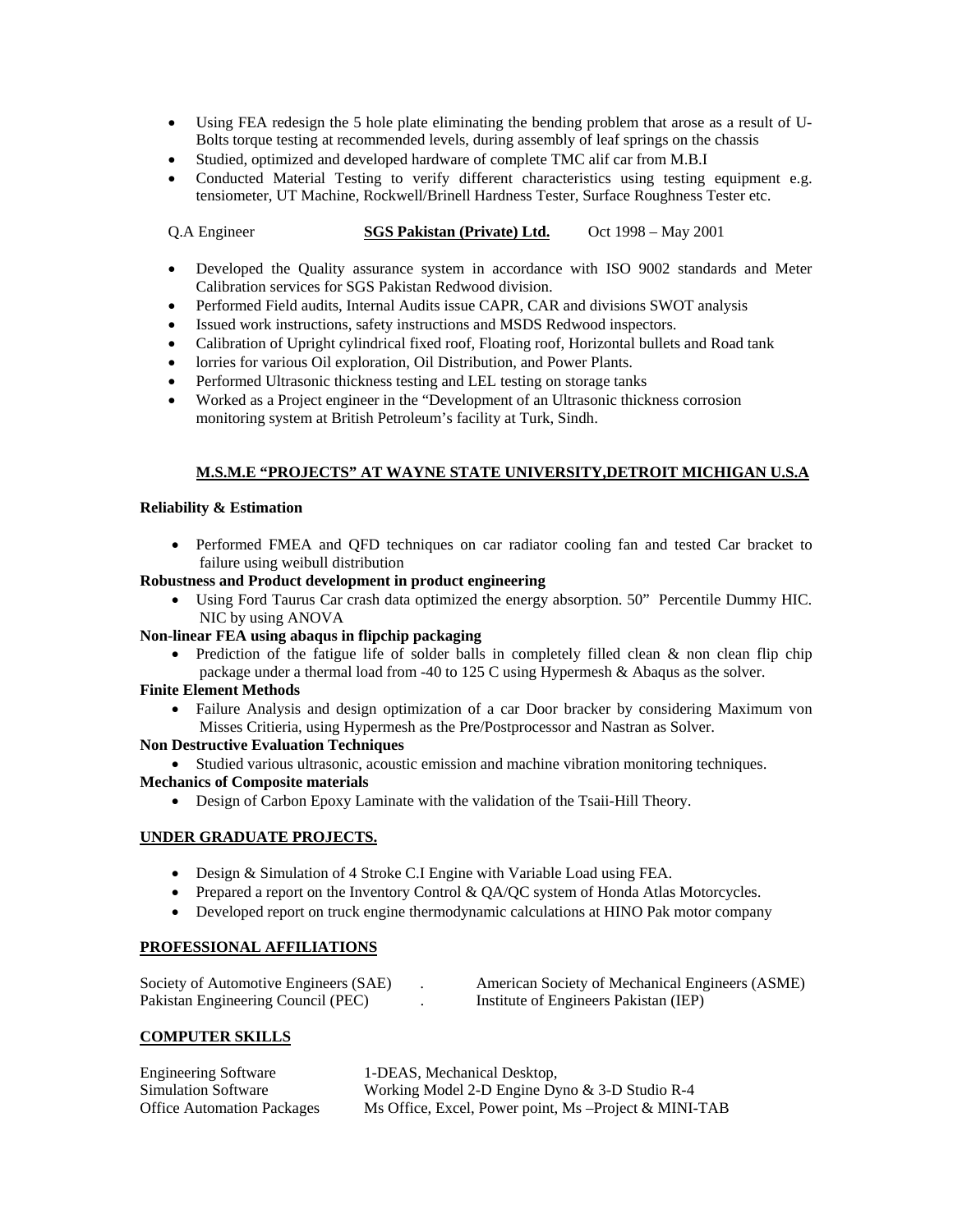- Using FEA redesign the 5 hole plate eliminating the bending problem that arose as a result of U-Bolts torque testing at recommended levels, during assembly of leaf springs on the chassis
- Studied, optimized and developed hardware of complete TMC alif car from M.B.I
- Conducted Material Testing to verify different characteristics using testing equipment e.g. tensiometer, UT Machine, Rockwell/Brinell Hardness Tester, Surface Roughness Tester etc.

Q.A Engineer **SGS Pakistan (Private) Ltd.** Oct 1998 – May 2001

- Developed the Quality assurance system in accordance with ISO 9002 standards and Meter Calibration services for SGS Pakistan Redwood division.
- Performed Field audits, Internal Audits issue CAPR, CAR and divisions SWOT analysis
- Issued work instructions, safety instructions and MSDS Redwood inspectors.
- Calibration of Upright cylindrical fixed roof, Floating roof, Horizontal bullets and Road tank
- lorries for various Oil exploration, Oil Distribution, and Power Plants.
- Performed Ultrasonic thickness testing and LEL testing on storage tanks
- Worked as a Project engineer in the "Development of an Ultrasonic thickness corrosion monitoring system at British Petroleum's facility at Turk, Sindh.

## M.S.M.E "PROJECTS" AT WAYNE STATE UNIVERSITY,DETROIT MICHIGAN U.S.A

**Reliability & Estimation**

- Performed FMEA and QFD techniques on car radiator cooling fan and tested Car bracket to failure using weibull distribution

**Robustness and Product development in product engineering**

- Using Ford Taurus Car crash data optimized the energy absorption. 50" Percentile Dummy HIC. NIC by using ANOVA

**Non-linear FEA using abaqus in flipchip packaging**

- Prediction of the fatigue life of solder balls in completely filled clean & non clean flip chip package under a thermal load from -40 to 125 C using Hypermesh & Abaqus as the solver.

**Finite Element Methods**

- Failure Analysis and design optimization of a car Door bracker by considering Maximum von Misses Critieria, using Hypermesh as the Pre/Postprocessor and Nastran as Solver.

**Non Destructive Evaluation Techniques**

- Studied various ultrasonic, acoustic emission and machine vibration monitoring techniques.

**Mechanics of Composite materials**

- Design of Carbon Epoxy Laminate with the validation of the Tsaii-Hill Theory.

## UNDER GRADUATE PROJECTS.

- Design & Simulation of 4 Stroke C.I Engine with Variable Load using FEA.
- Prepared a report on the Inventory Control & QA/QC system of Honda Atlas Motorcycles.
- Developed report on truck engine thermodynamic calculations at HINO Pak motor company

## PROFESSIONAL AFFILIATIONS

| | | |
|---|---|---|
| Society of Automotive Engineers (SAE) | . | American Society of Mechanical Engineers (ASME) |
| Pakistan Engineering Council (PEC) | . | Institute of Engineers Pakistan (IEP) |

## COMPUTER SKILLS

| | |
|---|---|
| Engineering Software | 1-DEAS, Mechanical Desktop, |
| Simulation Software | Working Model 2-D Engine Dyno & 3-D Studio R-4 |
| Office Automation Packages | Ms Office, Excel, Power point, Ms –Project & MINI-TAB |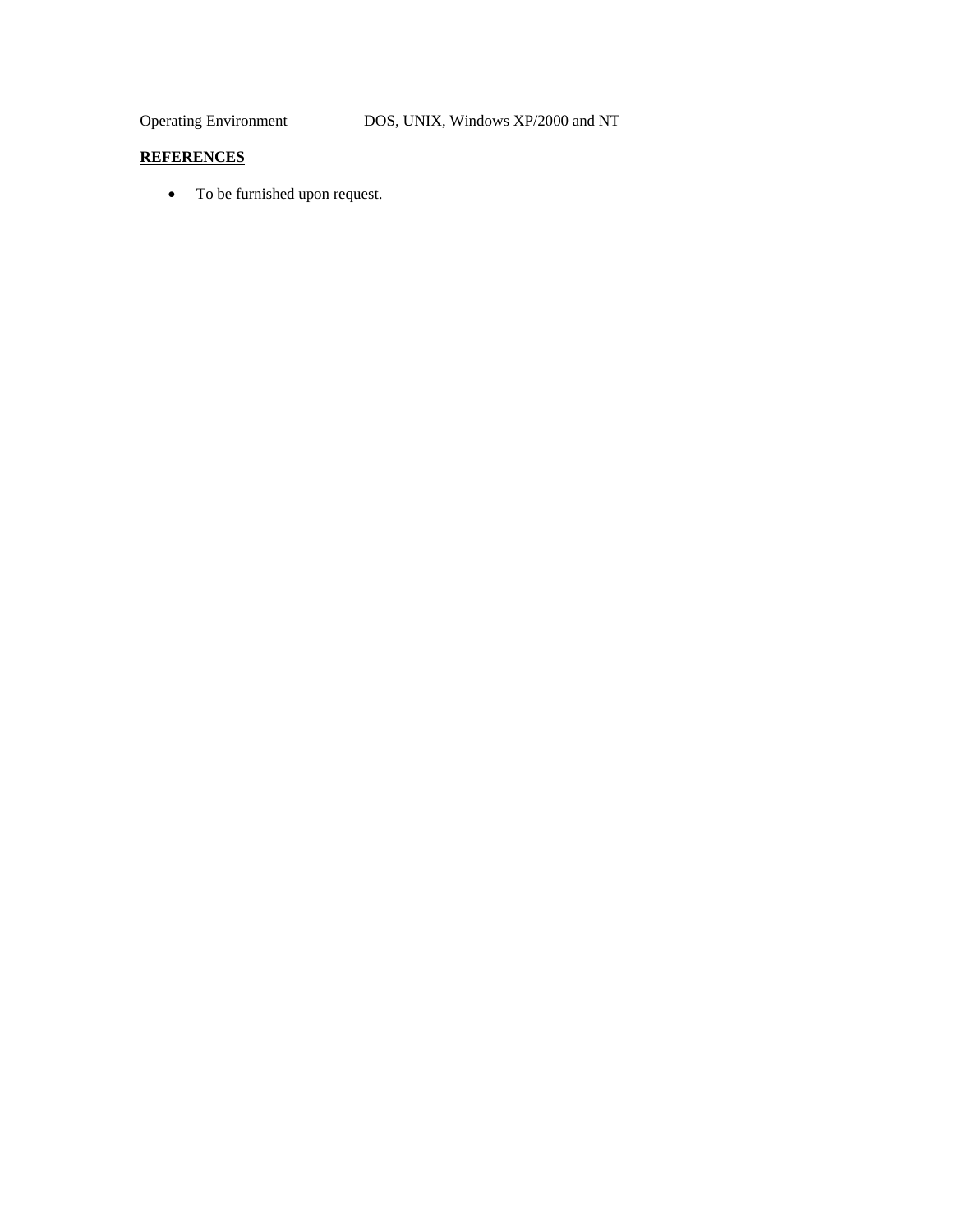| | |
|---|---|
| Operating Environment | DOS, UNIX, Windows XP/2000 and NT |

**REFERENCES**

- To be furnished upon request.